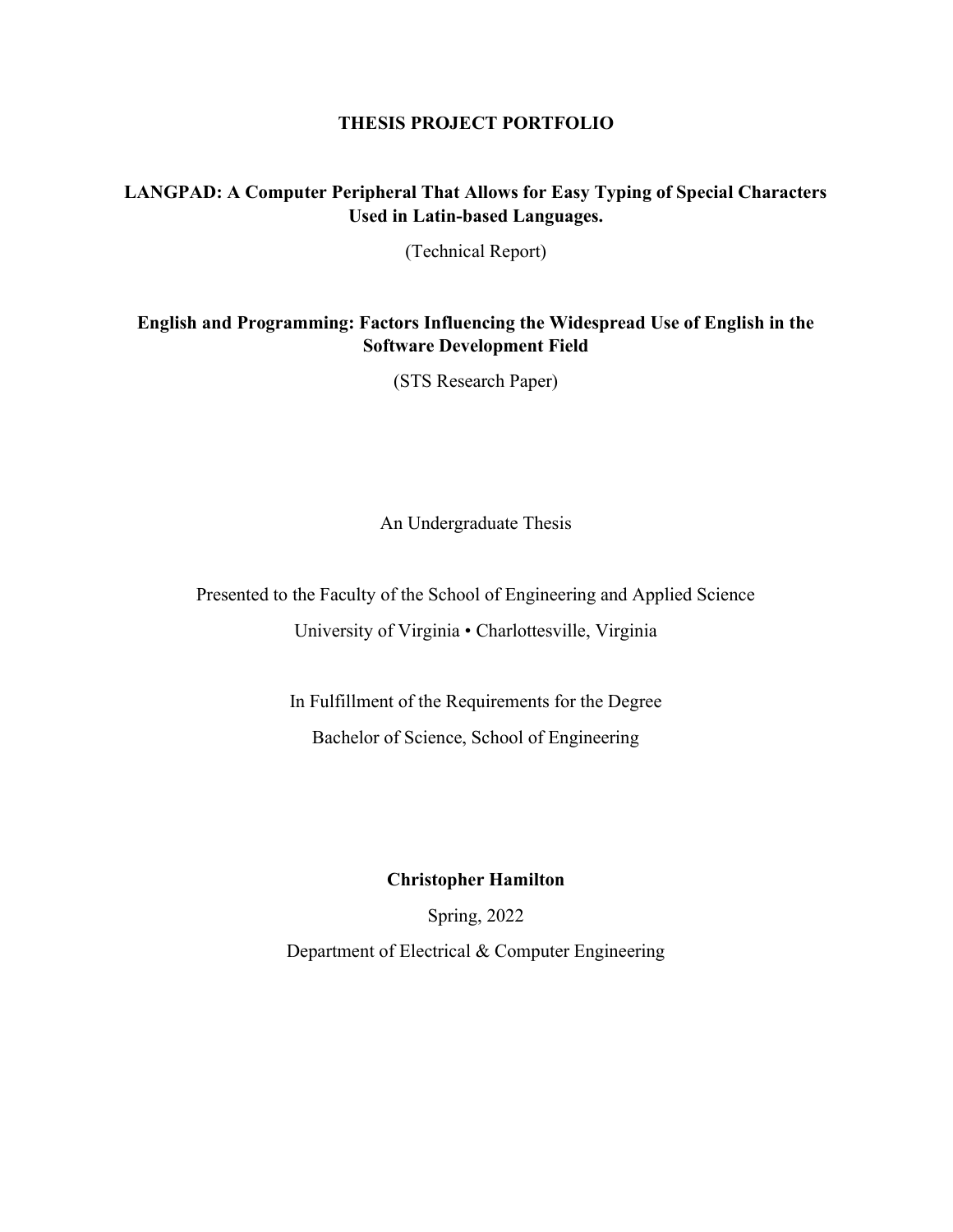# THESIS PROJECT PORTFOLIO

## LANGPAD: A Computer Peripheral That Allows for Easy Typing of Special Characters Used in Latin-based Languages.

(Technical Report)

## English and Programming: Factors Influencing the Widespread Use of English in the Software Development Field

(STS Research Paper)

An Undergraduate Thesis

Presented to the Faculty of the School of Engineering and Applied Science

University of Virginia • Charlottesville, Virginia

In Fulfillment of the Requirements for the Degree

Bachelor of Science, School of Engineering

**Christopher Hamilton**

Spring, 2022

Department of Electrical & Computer Engineering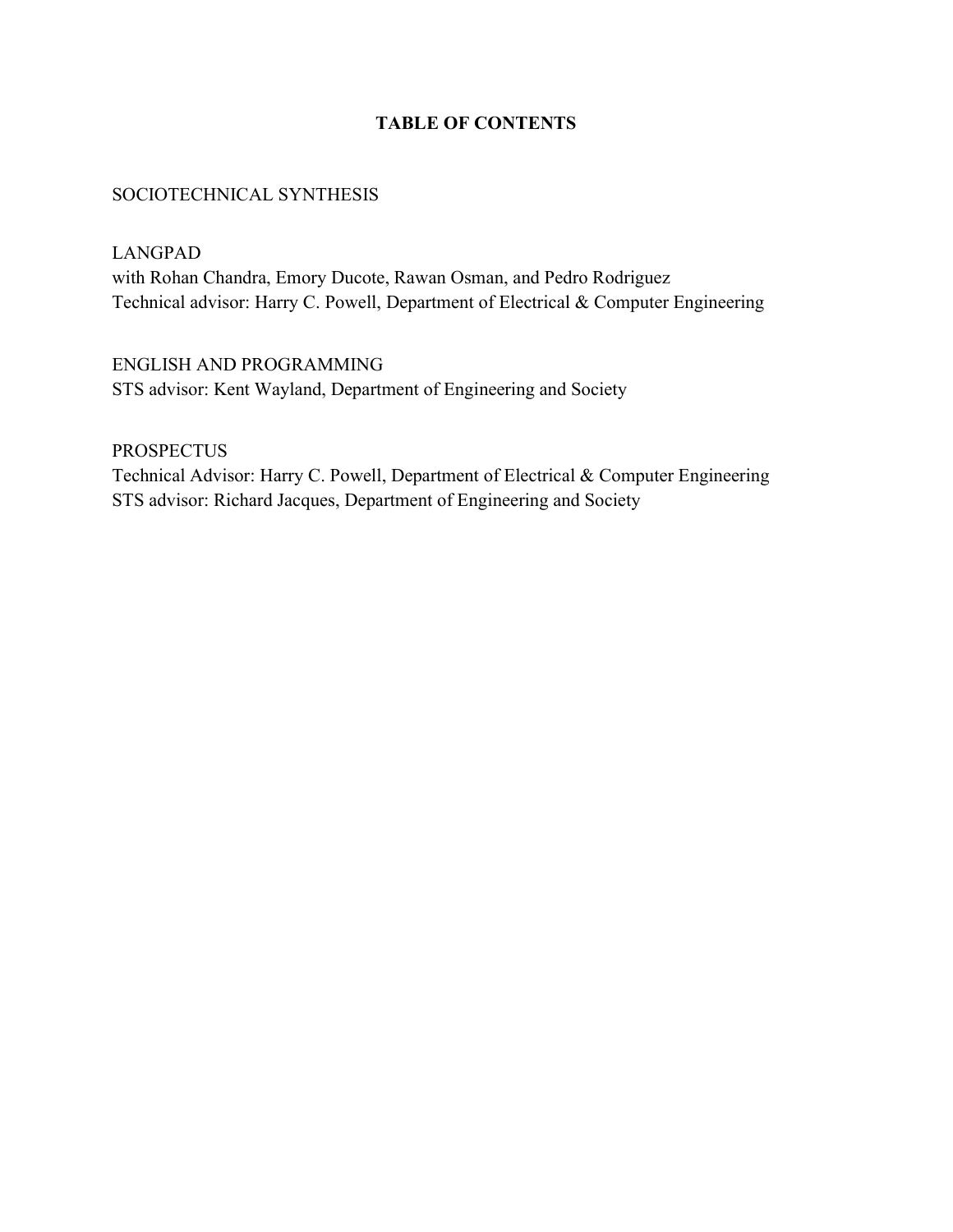# TABLE OF CONTENTS

SOCIOTECHNICAL SYNTHESIS

LANGPAD
with Rohan Chandra, Emory Ducote, Rawan Osman, and Pedro Rodriguez
Technical advisor: Harry C. Powell, Department of Electrical & Computer Engineering

ENGLISH AND PROGRAMMING
STS advisor: Kent Wayland, Department of Engineering and Society

PROSPECTUS
Technical Advisor: Harry C. Powell, Department of Electrical & Computer Engineering
STS advisor: Richard Jacques, Department of Engineering and Society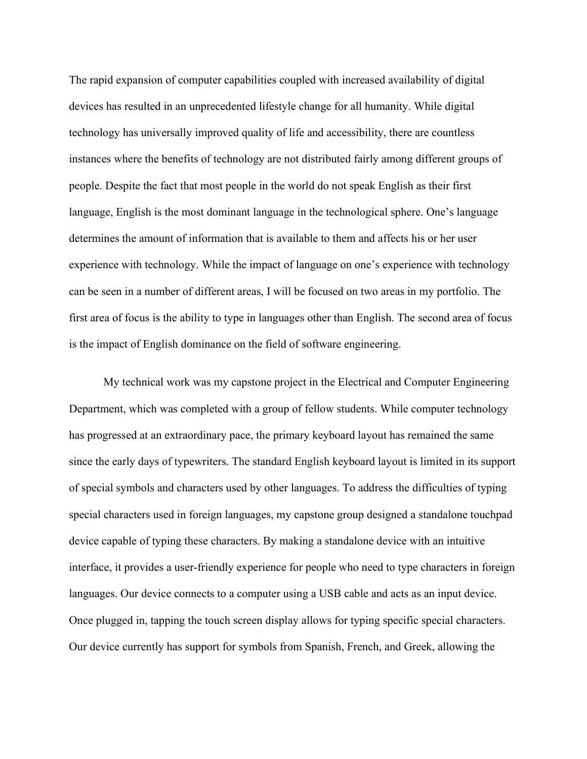The rapid expansion of computer capabilities coupled with increased availability of digital devices has resulted in an unprecedented lifestyle change for all humanity. While digital technology has universally improved quality of life and accessibility, there are countless instances where the benefits of technology are not distributed fairly among different groups of people. Despite the fact that most people in the world do not speak English as their first language, English is the most dominant language in the technological sphere. One's language determines the amount of information that is available to them and affects his or her user experience with technology. While the impact of language on one's experience with technology can be seen in a number of different areas, I will be focused on two areas in my portfolio. The first area of focus is the ability to type in languages other than English. The second area of focus is the impact of English dominance on the field of software engineering.

My technical work was my capstone project in the Electrical and Computer Engineering Department, which was completed with a group of fellow students. While computer technology has progressed at an extraordinary pace, the primary keyboard layout has remained the same since the early days of typewriters. The standard English keyboard layout is limited in its support of special symbols and characters used by other languages. To address the difficulties of typing special characters used in foreign languages, my capstone group designed a standalone touchpad device capable of typing these characters. By making a standalone device with an intuitive interface, it provides a user-friendly experience for people who need to type characters in foreign languages. Our device connects to a computer using a USB cable and acts as an input device. Once plugged in, tapping the touch screen display allows for typing specific special characters. Our device currently has support for symbols from Spanish, French, and Greek, allowing the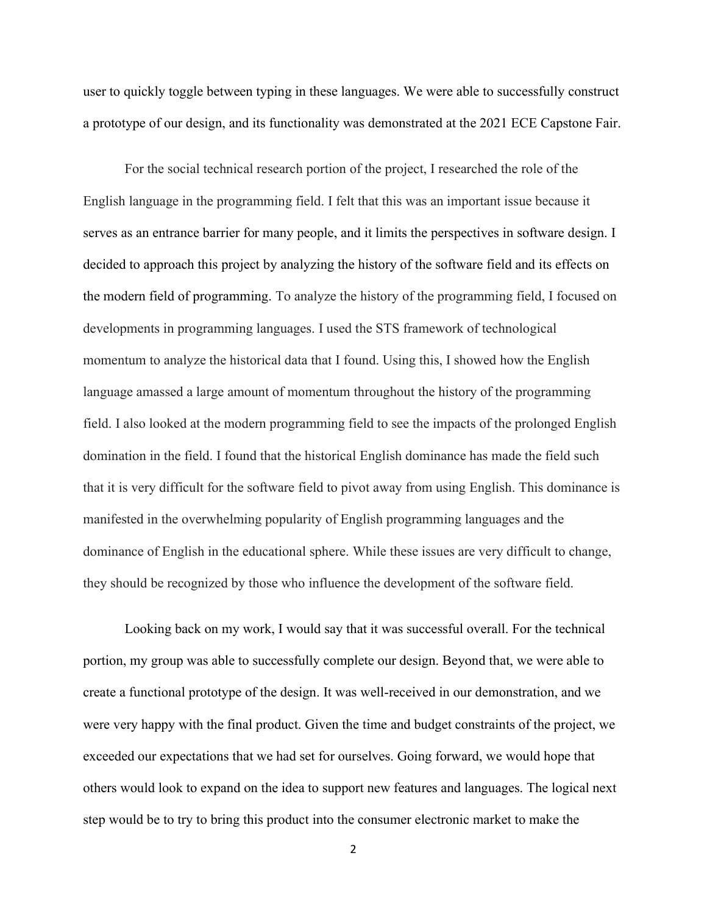user to quickly toggle between typing in these languages. We were able to successfully construct a prototype of our design, and its functionality was demonstrated at the 2021 ECE Capstone Fair.

For the social technical research portion of the project, I researched the role of the English language in the programming field. I felt that this was an important issue because it serves as an entrance barrier for many people, and it limits the perspectives in software design. I decided to approach this project by analyzing the history of the software field and its effects on the modern field of programming. To analyze the history of the programming field, I focused on developments in programming languages. I used the STS framework of technological momentum to analyze the historical data that I found. Using this, I showed how the English language amassed a large amount of momentum throughout the history of the programming field. I also looked at the modern programming field to see the impacts of the prolonged English domination in the field. I found that the historical English dominance has made the field such that it is very difficult for the software field to pivot away from using English. This dominance is manifested in the overwhelming popularity of English programming languages and the dominance of English in the educational sphere. While these issues are very difficult to change, they should be recognized by those who influence the development of the software field.

Looking back on my work, I would say that it was successful overall. For the technical portion, my group was able to successfully complete our design. Beyond that, we were able to create a functional prototype of the design. It was well-received in our demonstration, and we were very happy with the final product. Given the time and budget constraints of the project, we exceeded our expectations that we had set for ourselves. Going forward, we would hope that others would look to expand on the idea to support new features and languages. The logical next step would be to try to bring this product into the consumer electronic market to make the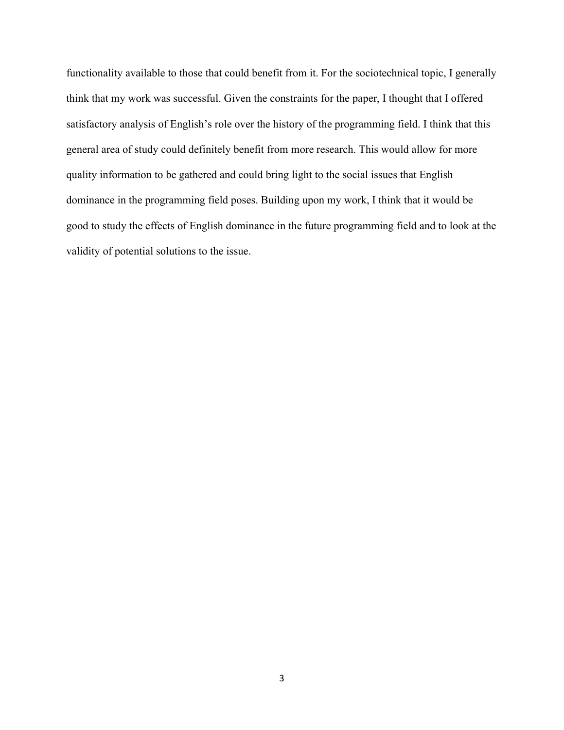functionality available to those that could benefit from it. For the sociotechnical topic, I generally think that my work was successful. Given the constraints for the paper, I thought that I offered satisfactory analysis of English's role over the history of the programming field. I think that this general area of study could definitely benefit from more research. This would allow for more quality information to be gathered and could bring light to the social issues that English dominance in the programming field poses. Building upon my work, I think that it would be good to study the effects of English dominance in the future programming field and to look at the validity of potential solutions to the issue.